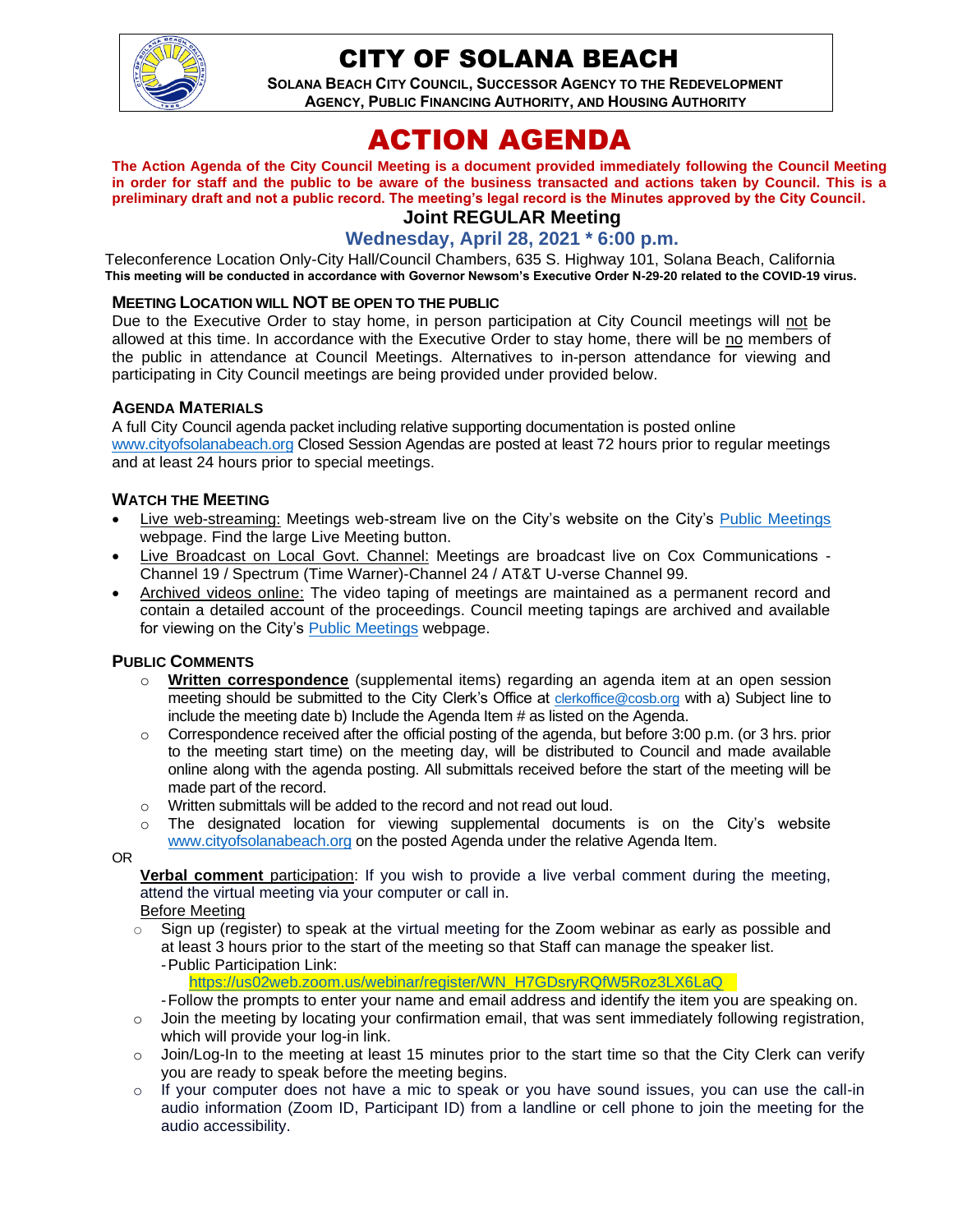# CITY OF SOLANA BEACH

**SOLANA BEACH CITY COUNCIL, SUCCESSOR AGENCY TO THE REDEVELOPMENT AGENCY, PUBLIC FINANCING AUTHORITY, AND HOUSING AUTHORITY**

# ACTION AGENDA

**The Action Agenda of the City Council Meeting is a document provided immediately following the Council Meeting in order for staff and the public to be aware of the business transacted and actions taken by Council. This is a preliminary draft and not a public record. The meeting's legal record is the Minutes approved by the City Council.**

## Joint REGULAR Meeting

### Wednesday, April 28, 2021 * 6:00 p.m.

Teleconference Location Only-City Hall/Council Chambers, 635 S. Highway 101, Solana Beach, California
**This meeting will be conducted in accordance with Governor Newsom's Executive Order N-29-20 related to the COVID-19 virus.**

### MEETING LOCATION WILL NOT BE OPEN TO THE PUBLIC

Due to the Executive Order to stay home, in person participation at City Council meetings will not be allowed at this time. In accordance with the Executive Order to stay home, there will be no members of the public in attendance at Council Meetings. Alternatives to in-person attendance for viewing and participating in City Council meetings are being provided under provided below.

### AGENDA MATERIALS

A full City Council agenda packet including relative supporting documentation is posted online www.cityofsolanabeach.org Closed Session Agendas are posted at least 72 hours prior to regular meetings and at least 24 hours prior to special meetings.

### WATCH THE MEETING

- Live web-streaming: Meetings web-stream live on the City's website on the City's Public Meetings webpage. Find the large Live Meeting button.
- Live Broadcast on Local Govt. Channel: Meetings are broadcast live on Cox Communications - Channel 19 / Spectrum (Time Warner)-Channel 24 / AT&T U-verse Channel 99.
- Archived videos online: The video taping of meetings are maintained as a permanent record and contain a detailed account of the proceedings. Council meeting tapings are archived and available for viewing on the City's Public Meetings webpage.

### PUBLIC COMMENTS

- **Written correspondence** (supplemental items) regarding an agenda item at an open session meeting should be submitted to the City Clerk's Office at clerkoffice@cosb.org with a) Subject line to include the meeting date b) Include the Agenda Item # as listed on the Agenda.
- Correspondence received after the official posting of the agenda, but before 3:00 p.m. (or 3 hrs. prior to the meeting start time) on the meeting day, will be distributed to Council and made available online along with the agenda posting. All submittals received before the start of the meeting will be made part of the record.
- Written submittals will be added to the record and not read out loud.
- The designated location for viewing supplemental documents is on the City's website www.cityofsolanabeach.org on the posted Agenda under the relative Agenda Item.

OR

**Verbal comment** participation: If you wish to provide a live verbal comment during the meeting, attend the virtual meeting via your computer or call in.

Before Meeting

- Sign up (register) to speak at the virtual meeting for the Zoom webinar as early as possible and at least 3 hours prior to the start of the meeting so that Staff can manage the speaker list.
  - Public Participation Link:
    https://us02web.zoom.us/webinar/register/WN_H7GDsryRQfW5Roz3LX6LaQ
  - Follow the prompts to enter your name and email address and identify the item you are speaking on.
- Join the meeting by locating your confirmation email, that was sent immediately following registration, which will provide your log-in link.
- Join/Log-In to the meeting at least 15 minutes prior to the start time so that the City Clerk can verify you are ready to speak before the meeting begins.
- If your computer does not have a mic to speak or you have sound issues, you can use the call-in audio information (Zoom ID, Participant ID) from a landline or cell phone to join the meeting for the audio accessibility.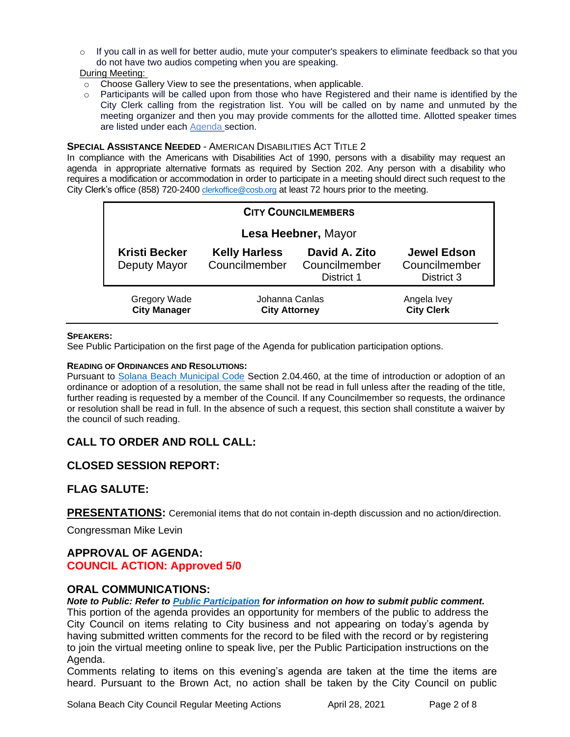- If you call in as well for better audio, mute your computer's speakers to eliminate feedback so that you do not have two audios competing when you are speaking.

During Meeting:

- Choose Gallery View to see the presentations, when applicable.
- Participants will be called upon from those who have Registered and their name is identified by the City Clerk calling from the registration list. You will be called on by name and unmuted by the meeting organizer and then you may provide comments for the allotted time. Allotted speaker times are listed under each Agenda section.

**SPECIAL ASSISTANCE NEEDED** - AMERICAN DISABILITIES ACT TITLE 2

In compliance with the Americans with Disabilities Act of 1990, persons with a disability may request an agenda in appropriate alternative formats as required by Section 202. Any person with a disability who requires a modification or accommodation in order to participate in a meeting should direct such request to the City Clerk's office (858) 720-2400 clerkoffice@cosb.org at least 72 hours prior to the meeting.

| CITY COUNCILMEMBERS | | | |
|---|---|---|---|
| | **Lesa Heebner,** Mayor | | |
| **Kristi Becker** Deputy Mayor | **Kelly Harless** Councilmember | **David A. Zito** Councilmember District 1 | **Jewel Edson** Councilmember District 3 |

| Gregory Wade **City Manager** | Johanna Canlas **City Attorney** | Angela Ivey **City Clerk** |
|---|---|---|

**SPEAKERS:**

See Public Participation on the first page of the Agenda for publication participation options.

**READING OF ORDINANCES AND RESOLUTIONS:**

Pursuant to Solana Beach Municipal Code Section 2.04.460, at the time of introduction or adoption of an ordinance or adoption of a resolution, the same shall not be read in full unless after the reading of the title, further reading is requested by a member of the Council. If any Councilmember so requests, the ordinance or resolution shall be read in full. In the absence of such a request, this section shall constitute a waiver by the council of such reading.

## CALL TO ORDER AND ROLL CALL:

## CLOSED SESSION REPORT:

## FLAG SALUTE:

## PRESENTATIONS: 

Ceremonial items that do not contain in-depth discussion and no action/direction.

Congressman Mike Levin

## APPROVAL OF AGENDA:

**COUNCIL ACTION: Approved 5/0**

## ORAL COMMUNICATIONS:

***Note to Public: Refer to Public Participation for information on how to submit public comment.***

This portion of the agenda provides an opportunity for members of the public to address the City Council on items relating to City business and not appearing on today's agenda by having submitted written comments for the record to be filed with the record or by registering to join the virtual meeting online to speak live, per the Public Participation instructions on the Agenda.

Comments relating to items on this evening's agenda are taken at the time the items are heard. Pursuant to the Brown Act, no action shall be taken by the City Council on public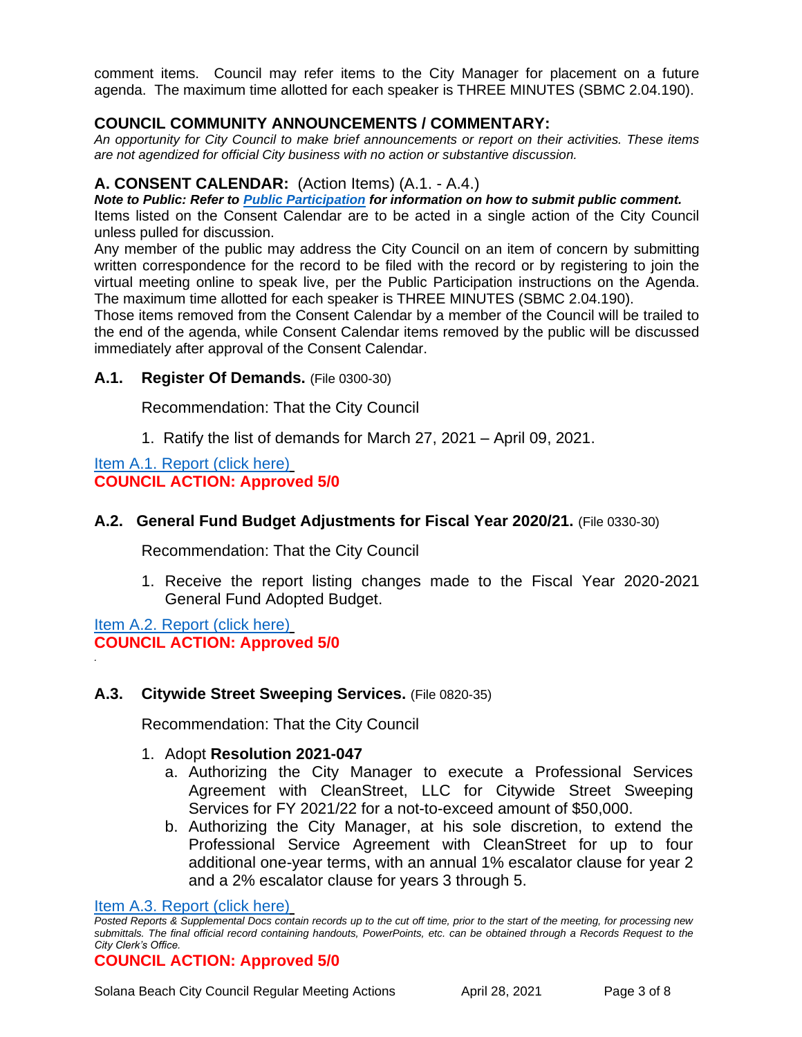comment items. Council may refer items to the City Manager for placement on a future agenda. The maximum time allotted for each speaker is THREE MINUTES (SBMC 2.04.190).

## COUNCIL COMMUNITY ANNOUNCEMENTS / COMMENTARY:

*An opportunity for City Council to make brief announcements or report on their activities. These items are not agendized for official City business with no action or substantive discussion.*

## A. CONSENT CALENDAR: (Action Items) (A.1. - A.4.)

***Note to Public: Refer to Public Participation for information on how to submit public comment.***

Items listed on the Consent Calendar are to be acted in a single action of the City Council unless pulled for discussion.

Any member of the public may address the City Council on an item of concern by submitting written correspondence for the record to be filed with the record or by registering to join the virtual meeting online to speak live, per the Public Participation instructions on the Agenda. The maximum time allotted for each speaker is THREE MINUTES (SBMC 2.04.190).

Those items removed from the Consent Calendar by a member of the Council will be trailed to the end of the agenda, while Consent Calendar items removed by the public will be discussed immediately after approval of the Consent Calendar.

### A.1. Register Of Demands. (File 0300-30)

Recommendation: That the City Council

1. Ratify the list of demands for March 27, 2021 – April 09, 2021.

Item A.1. Report (click here)

**COUNCIL ACTION: Approved 5/0**

### A.2. General Fund Budget Adjustments for Fiscal Year 2020/21. (File 0330-30)

Recommendation: That the City Council

1. Receive the report listing changes made to the Fiscal Year 2020-2021 General Fund Adopted Budget.

Item A.2. Report (click here)

**COUNCIL ACTION: Approved 5/0**

### A.3. Citywide Street Sweeping Services. (File 0820-35)

Recommendation: That the City Council

1. Adopt **Resolution 2021-047**
   a. Authorizing the City Manager to execute a Professional Services Agreement with CleanStreet, LLC for Citywide Street Sweeping Services for FY 2021/22 for a not-to-exceed amount of $50,000.
   b. Authorizing the City Manager, at his sole discretion, to extend the Professional Service Agreement with CleanStreet for up to four additional one-year terms, with an annual 1% escalator clause for year 2 and a 2% escalator clause for years 3 through 5.

Item A.3. Report (click here)

*Posted Reports & Supplemental Docs contain records up to the cut off time, prior to the start of the meeting, for processing new submittals. The final official record containing handouts, PowerPoints, etc. can be obtained through a Records Request to the City Clerk's Office.*

**COUNCIL ACTION: Approved 5/0**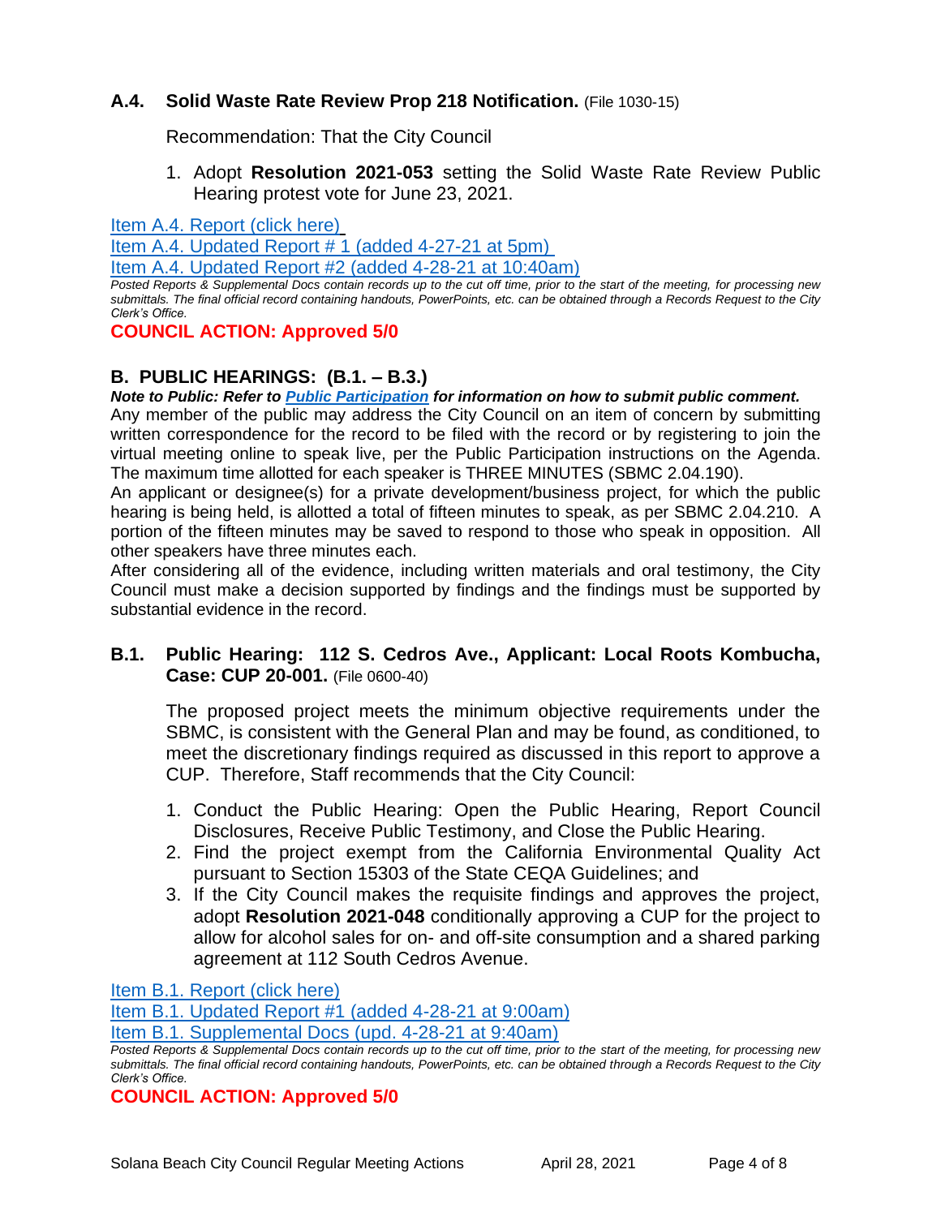### A.4. Solid Waste Rate Review Prop 218 Notification. (File 1030-15)

Recommendation: That the City Council

1. Adopt **Resolution 2021-053** setting the Solid Waste Rate Review Public Hearing protest vote for June 23, 2021.

Item A.4. Report (click here)
Item A.4. Updated Report # 1 (added 4-27-21 at 5pm)
Item A.4. Updated Report #2 (added 4-28-21 at 10:40am)

*Posted Reports & Supplemental Docs contain records up to the cut off time, prior to the start of the meeting, for processing new submittals. The final official record containing handouts, PowerPoints, etc. can be obtained through a Records Request to the City Clerk's Office.*

**COUNCIL ACTION: Approved 5/0**

## B. PUBLIC HEARINGS: (B.1. – B.3.)

***Note to Public: Refer to Public Participation for information on how to submit public comment.***

Any member of the public may address the City Council on an item of concern by submitting written correspondence for the record to be filed with the record or by registering to join the virtual meeting online to speak live, per the Public Participation instructions on the Agenda. The maximum time allotted for each speaker is THREE MINUTES (SBMC 2.04.190).

An applicant or designee(s) for a private development/business project, for which the public hearing is being held, is allotted a total of fifteen minutes to speak, as per SBMC 2.04.210. A portion of the fifteen minutes may be saved to respond to those who speak in opposition. All other speakers have three minutes each.

After considering all of the evidence, including written materials and oral testimony, the City Council must make a decision supported by findings and the findings must be supported by substantial evidence in the record.

### B.1. Public Hearing: 112 S. Cedros Ave., Applicant: Local Roots Kombucha, Case: CUP 20-001. (File 0600-40)

The proposed project meets the minimum objective requirements under the SBMC, is consistent with the General Plan and may be found, as conditioned, to meet the discretionary findings required as discussed in this report to approve a CUP. Therefore, Staff recommends that the City Council:

1. Conduct the Public Hearing: Open the Public Hearing, Report Council Disclosures, Receive Public Testimony, and Close the Public Hearing.
2. Find the project exempt from the California Environmental Quality Act pursuant to Section 15303 of the State CEQA Guidelines; and
3. If the City Council makes the requisite findings and approves the project, adopt **Resolution 2021-048** conditionally approving a CUP for the project to allow for alcohol sales for on- and off-site consumption and a shared parking agreement at 112 South Cedros Avenue.

Item B.1. Report (click here)
Item B.1. Updated Report #1 (added 4-28-21 at 9:00am)
Item B.1. Supplemental Docs (upd. 4-28-21 at 9:40am)

*Posted Reports & Supplemental Docs contain records up to the cut off time, prior to the start of the meeting, for processing new submittals. The final official record containing handouts, PowerPoints, etc. can be obtained through a Records Request to the City Clerk's Office.*

**COUNCIL ACTION: Approved 5/0**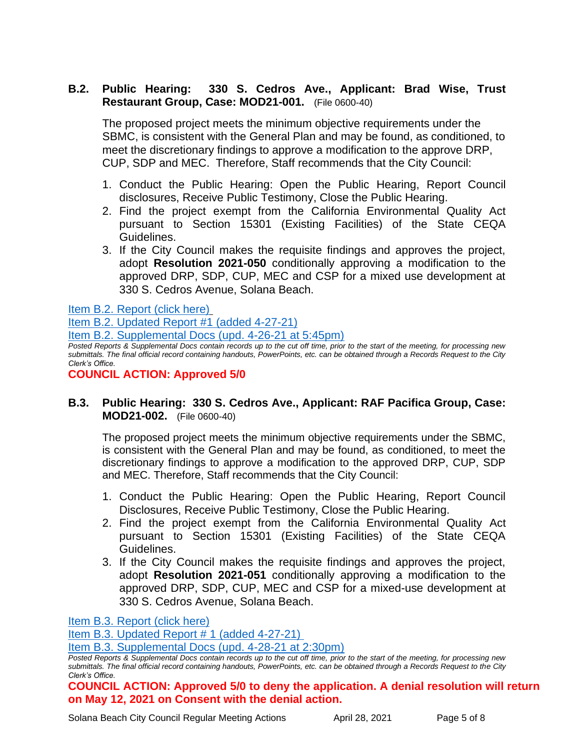**B.2. Public Hearing: 330 S. Cedros Ave., Applicant: Brad Wise, Trust Restaurant Group, Case: MOD21-001.** (File 0600-40)

The proposed project meets the minimum objective requirements under the SBMC, is consistent with the General Plan and may be found, as conditioned, to meet the discretionary findings to approve a modification to the approve DRP, CUP, SDP and MEC. Therefore, Staff recommends that the City Council:

1. Conduct the Public Hearing: Open the Public Hearing, Report Council disclosures, Receive Public Testimony, Close the Public Hearing.
2. Find the project exempt from the California Environmental Quality Act pursuant to Section 15301 (Existing Facilities) of the State CEQA Guidelines.
3. If the City Council makes the requisite findings and approves the project, adopt **Resolution 2021-050** conditionally approving a modification to the approved DRP, SDP, CUP, MEC and CSP for a mixed use development at 330 S. Cedros Avenue, Solana Beach.

Item B.2. Report (click here)
Item B.2. Updated Report #1 (added 4-27-21)
Item B.2. Supplemental Docs (upd. 4-26-21 at 5:45pm)

*Posted Reports & Supplemental Docs contain records up to the cut off time, prior to the start of the meeting, for processing new submittals. The final official record containing handouts, PowerPoints, etc. can be obtained through a Records Request to the City Clerk's Office.*

**COUNCIL ACTION: Approved 5/0**

**B.3. Public Hearing: 330 S. Cedros Ave., Applicant: RAF Pacifica Group, Case: MOD21-002.** (File 0600-40)

The proposed project meets the minimum objective requirements under the SBMC, is consistent with the General Plan and may be found, as conditioned, to meet the discretionary findings to approve a modification to the approved DRP, CUP, SDP and MEC. Therefore, Staff recommends that the City Council:

1. Conduct the Public Hearing: Open the Public Hearing, Report Council Disclosures, Receive Public Testimony, Close the Public Hearing.
2. Find the project exempt from the California Environmental Quality Act pursuant to Section 15301 (Existing Facilities) of the State CEQA Guidelines.
3. If the City Council makes the requisite findings and approves the project, adopt **Resolution 2021-051** conditionally approving a modification to the approved DRP, SDP, CUP, MEC and CSP for a mixed-use development at 330 S. Cedros Avenue, Solana Beach.

Item B.3. Report (click here)
Item B.3. Updated Report # 1 (added 4-27-21)
Item B.3. Supplemental Docs (upd. 4-28-21 at 2:30pm)

*Posted Reports & Supplemental Docs contain records up to the cut off time, prior to the start of the meeting, for processing new submittals. The final official record containing handouts, PowerPoints, etc. can be obtained through a Records Request to the City Clerk's Office.*

**COUNCIL ACTION: Approved 5/0 to deny the application. A denial resolution will return on May 12, 2021 on Consent with the denial action.**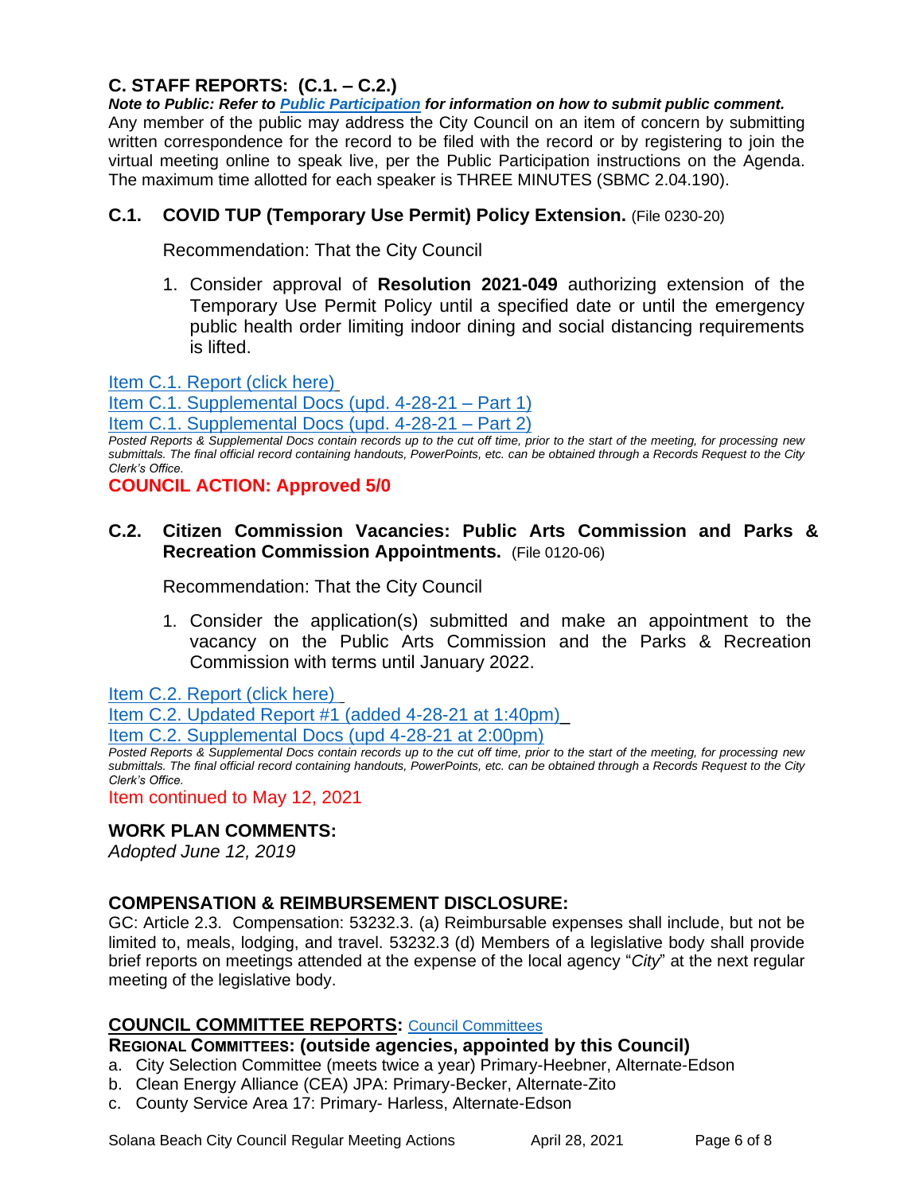## C. STAFF REPORTS: (C.1. – C.2.)

***Note to Public: Refer to Public Participation for information on how to submit public comment.***

Any member of the public may address the City Council on an item of concern by submitting written correspondence for the record to be filed with the record or by registering to join the virtual meeting online to speak live, per the Public Participation instructions on the Agenda. The maximum time allotted for each speaker is THREE MINUTES (SBMC 2.04.190).

### C.1. COVID TUP (Temporary Use Permit) Policy Extension. (File 0230-20)

Recommendation: That the City Council

1. Consider approval of **Resolution 2021-049** authorizing extension of the Temporary Use Permit Policy until a specified date or until the emergency public health order limiting indoor dining and social distancing requirements is lifted.

Item C.1. Report (click here)
Item C.1. Supplemental Docs (upd. 4-28-21 – Part 1)
Item C.1. Supplemental Docs (upd. 4-28-21 – Part 2)

*Posted Reports & Supplemental Docs contain records up to the cut off time, prior to the start of the meeting, for processing new submittals. The final official record containing handouts, PowerPoints, etc. can be obtained through a Records Request to the City Clerk's Office.*

**COUNCIL ACTION: Approved 5/0**

### C.2. Citizen Commission Vacancies: Public Arts Commission and Parks & Recreation Commission Appointments. (File 0120-06)

Recommendation: That the City Council

1. Consider the application(s) submitted and make an appointment to the vacancy on the Public Arts Commission and the Parks & Recreation Commission with terms until January 2022.

Item C.2. Report (click here)
Item C.2. Updated Report #1 (added 4-28-21 at 1:40pm)
Item C.2. Supplemental Docs (upd 4-28-21 at 2:00pm)

*Posted Reports & Supplemental Docs contain records up to the cut off time, prior to the start of the meeting, for processing new submittals. The final official record containing handouts, PowerPoints, etc. can be obtained through a Records Request to the City Clerk's Office.*

Item continued to May 12, 2021

## WORK PLAN COMMENTS:

*Adopted June 12, 2019*

## COMPENSATION & REIMBURSEMENT DISCLOSURE:

GC: Article 2.3. Compensation: 53232.3. (a) Reimbursable expenses shall include, but not be limited to, meals, lodging, and travel. 53232.3 (d) Members of a legislative body shall provide brief reports on meetings attended at the expense of the local agency "*City*" at the next regular meeting of the legislative body.

## COUNCIL COMMITTEE REPORTS: Council Committees

### REGIONAL COMMITTEES: (outside agencies, appointed by this Council)

a. City Selection Committee (meets twice a year) Primary-Heebner, Alternate-Edson
b. Clean Energy Alliance (CEA) JPA: Primary-Becker, Alternate-Zito
c. County Service Area 17: Primary- Harless, Alternate-Edson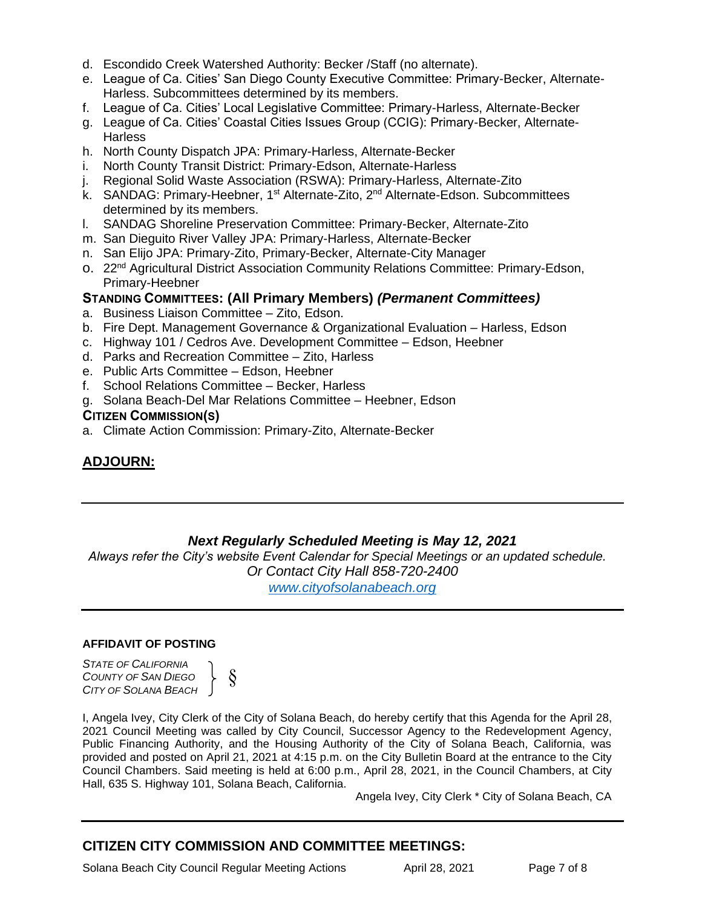d. Escondido Creek Watershed Authority: Becker /Staff (no alternate).
e. League of Ca. Cities' San Diego County Executive Committee: Primary-Becker, Alternate-Harless. Subcommittees determined by its members.
f. League of Ca. Cities' Local Legislative Committee: Primary-Harless, Alternate-Becker
g. League of Ca. Cities' Coastal Cities Issues Group (CCIG): Primary-Becker, Alternate-Harless
h. North County Dispatch JPA: Primary-Harless, Alternate-Becker
i. North County Transit District: Primary-Edson, Alternate-Harless
j. Regional Solid Waste Association (RSWA): Primary-Harless, Alternate-Zito
k. SANDAG: Primary-Heebner, 1st Alternate-Zito, 2nd Alternate-Edson. Subcommittees determined by its members.
l. SANDAG Shoreline Preservation Committee: Primary-Becker, Alternate-Zito
m. San Dieguito River Valley JPA: Primary-Harless, Alternate-Becker
n. San Elijo JPA: Primary-Zito, Primary-Becker, Alternate-City Manager
o. 22nd Agricultural District Association Community Relations Committee: Primary-Edson, Primary-Heebner

**STANDING COMMITTEES: (All Primary Members)** ***(Permanent Committees)***

a. Business Liaison Committee – Zito, Edson.
b. Fire Dept. Management Governance & Organizational Evaluation – Harless, Edson
c. Highway 101 / Cedros Ave. Development Committee – Edson, Heebner
d. Parks and Recreation Committee – Zito, Harless
e. Public Arts Committee – Edson, Heebner
f. School Relations Committee – Becker, Harless
g. Solana Beach-Del Mar Relations Committee – Heebner, Edson

**CITIZEN COMMISSION(S)**

a. Climate Action Commission: Primary-Zito, Alternate-Becker

## ADJOURN:

---

***Next Regularly Scheduled Meeting is May 12, 2021***

*Always refer the City's website Event Calendar for Special Meetings or an updated schedule.*
*Or Contact City Hall 858-720-2400*
*www.cityofsolanabeach.org*

---

**AFFIDAVIT OF POSTING**

*STATE OF CALIFORNIA*
*COUNTY OF SAN DIEGO* §
*CITY OF SOLANA BEACH*

I, Angela Ivey, City Clerk of the City of Solana Beach, do hereby certify that this Agenda for the April 28, 2021 Council Meeting was called by City Council, Successor Agency to the Redevelopment Agency, Public Financing Authority, and the Housing Authority of the City of Solana Beach, California, was provided and posted on April 21, 2021 at 4:15 p.m. on the City Bulletin Board at the entrance to the City Council Chambers. Said meeting is held at 6:00 p.m., April 28, 2021, in the Council Chambers, at City Hall, 635 S. Highway 101, Solana Beach, California.

Angela Ivey, City Clerk * City of Solana Beach, CA

---

## CITIZEN CITY COMMISSION AND COMMITTEE MEETINGS: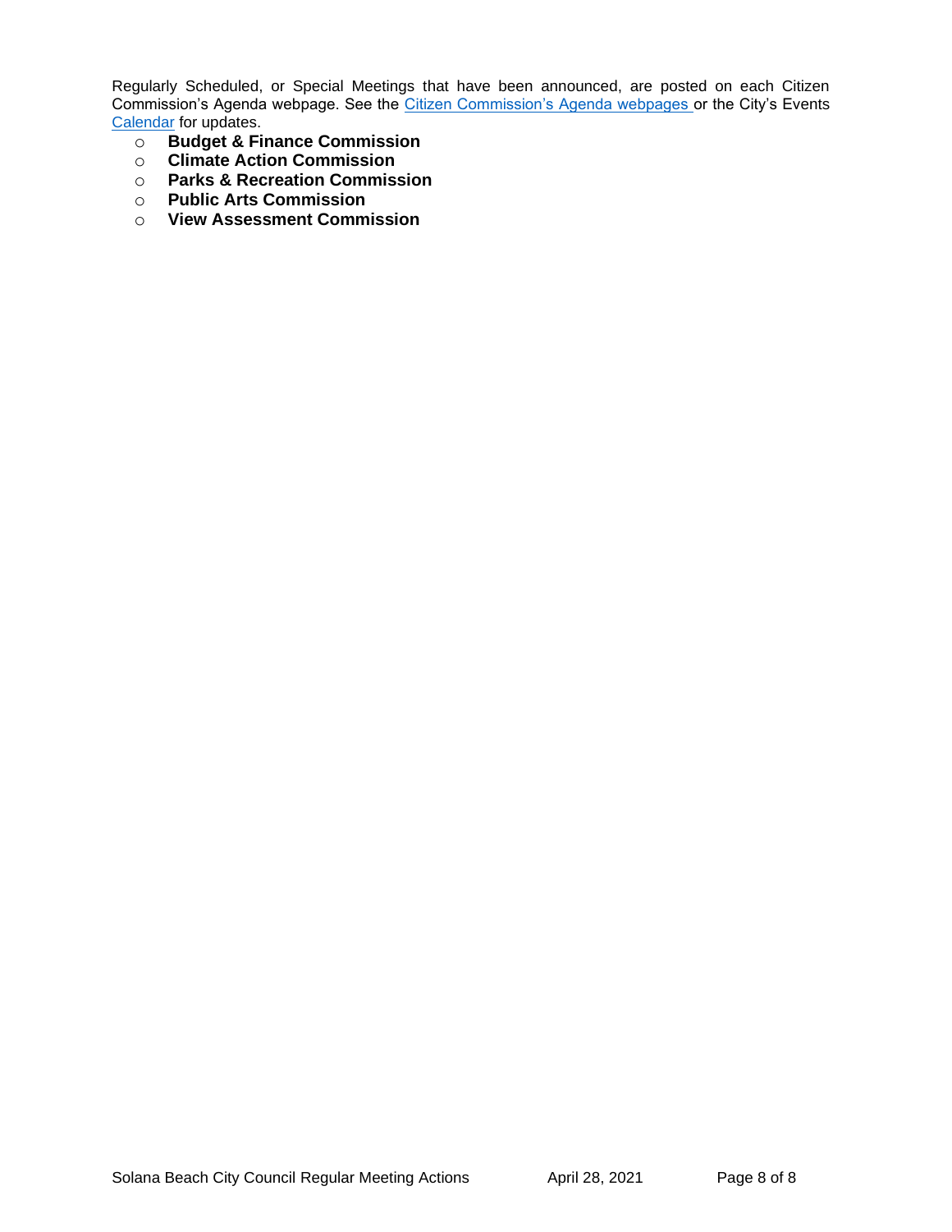Regularly Scheduled, or Special Meetings that have been announced, are posted on each Citizen Commission's Agenda webpage. See the Citizen Commission's Agenda webpages or the City's Events Calendar for updates.

- **Budget & Finance Commission**
- **Climate Action Commission**
- **Parks & Recreation Commission**
- **Public Arts Commission**
- **View Assessment Commission**